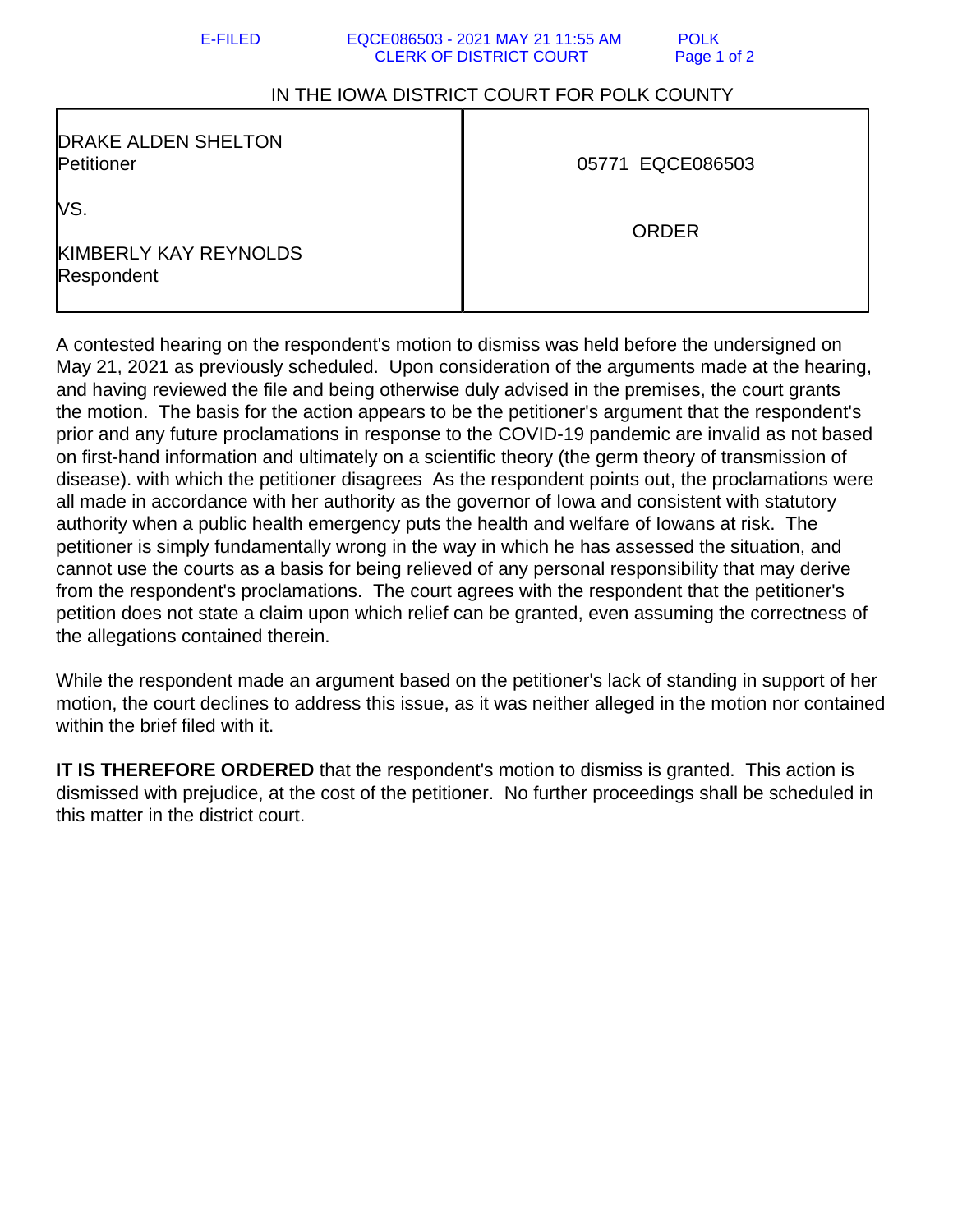IN THE IOWA DISTRICT COURT FOR POLK COUNTY

| DRAKE ALDEN SHELTON<br>Petitioner<br><br>VS.<br><br>KIMBERLY KAY REYNOLDS<br>Respondent | 05771 EQCE086503<br><br>ORDER |
| --- | --- |

A contested hearing on the respondent's motion to dismiss was held before the undersigned on May 21, 2021 as previously scheduled. Upon consideration of the arguments made at the hearing, and having reviewed the file and being otherwise duly advised in the premises, the court grants the motion. The basis for the action appears to be the petitioner's argument that the respondent's prior and any future proclamations in response to the COVID-19 pandemic are invalid as not based on first-hand information and ultimately on a scientific theory (the germ theory of transmission of disease). with which the petitioner disagrees As the respondent points out, the proclamations were all made in accordance with her authority as the governor of Iowa and consistent with statutory authority when a public health emergency puts the health and welfare of Iowans at risk. The petitioner is simply fundamentally wrong in the way in which he has assessed the situation, and cannot use the courts as a basis for being relieved of any personal responsibility that may derive from the respondent's proclamations. The court agrees with the respondent that the petitioner's petition does not state a claim upon which relief can be granted, even assuming the correctness of the allegations contained therein.

While the respondent made an argument based on the petitioner's lack of standing in support of her motion, the court declines to address this issue, as it was neither alleged in the motion nor contained within the brief filed with it.

**IT IS THEREFORE ORDERED** that the respondent's motion to dismiss is granted. This action is dismissed with prejudice, at the cost of the petitioner. No further proceedings shall be scheduled in this matter in the district court.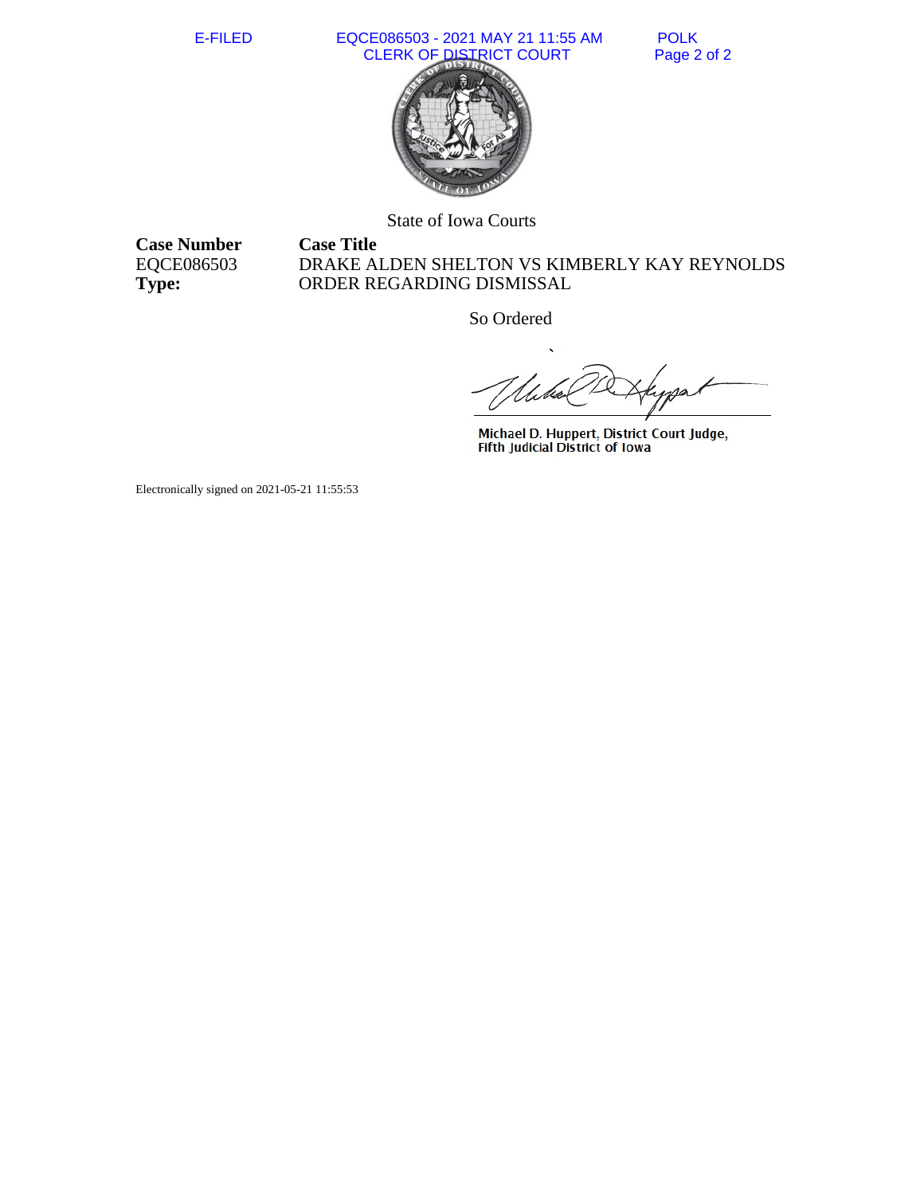State of Iowa Courts

| **Case Number** | **Case Title** |
| --- | --- |
| EQCE086503 | DRAKE ALDEN SHELTON VS KIMBERLY KAY REYNOLDS |
| **Type:** | ORDER REGARDING DISMISSAL |

So Ordered

Michael D. Huppert, District Court Judge,
Fifth Judicial District of Iowa

Electronically signed on 2021-05-21 11:55:53